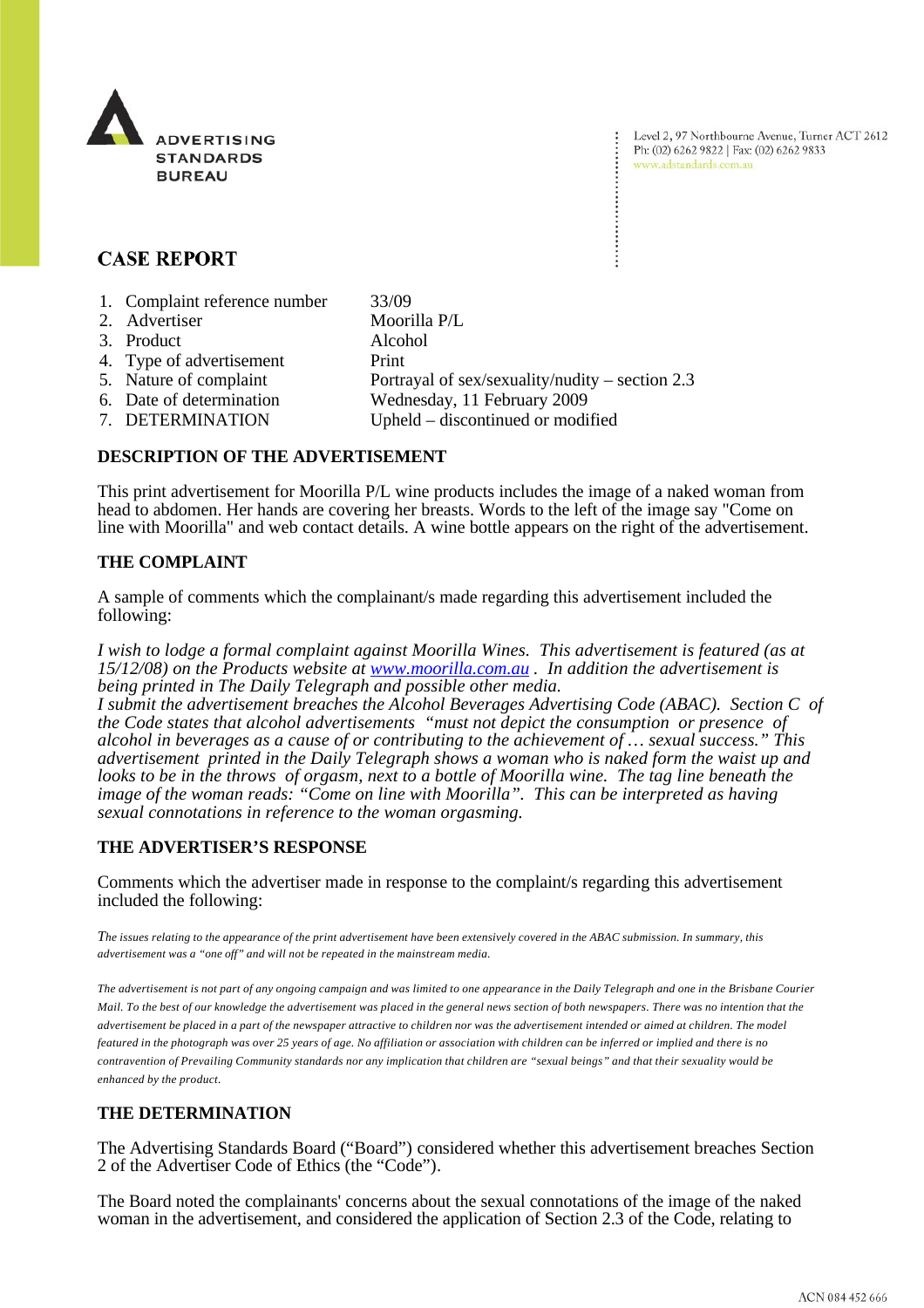ADVERTISING STANDARDS BUREAU

Level 2, 97 Northbourne Avenue, Turner ACT 2612
Ph: (02) 6262 9822 | Fax: (02) 6262 9833
www.adstandards.com.au

## CASE REPORT

1. Complaint reference number 33/09
2. Advertiser Moorilla P/L
3. Product Alcohol
4. Type of advertisement Print
5. Nature of complaint Portrayal of sex/sexuality/nudity – section 2.3
6. Date of determination Wednesday, 11 February 2009
7. DETERMINATION Upheld – discontinued or modified

### DESCRIPTION OF THE ADVERTISEMENT

This print advertisement for Moorilla P/L wine products includes the image of a naked woman from head to abdomen. Her hands are covering her breasts. Words to the left of the image say "Come on line with Moorilla" and web contact details. A wine bottle appears on the right of the advertisement.

### THE COMPLAINT

A sample of comments which the complainant/s made regarding this advertisement included the following:

*I wish to lodge a formal complaint against Moorilla Wines. This advertisement is featured (as at 15/12/08) on the Products website at www.moorilla.com.au . In addition the advertisement is being printed in The Daily Telegraph and possible other media.*
*I submit the advertisement breaches the Alcohol Beverages Advertising Code (ABAC). Section C of the Code states that alcohol advertisements "must not depict the consumption or presence of alcohol in beverages as a cause of or contributing to the achievement of… sexual success." This advertisement printed in the Daily Telegraph shows a woman who is naked form the waist up and looks to be in the throws of orgasm, next to a bottle of Moorilla wine. The tag line beneath the image of the woman reads: "Come on line with Moorilla". This can be interpreted as having sexual connotations in reference to the woman orgasming.*

### THE ADVERTISER'S RESPONSE

Comments which the advertiser made in response to the complaint/s regarding this advertisement included the following:

*The issues relating to the appearance of the print advertisement have been extensively covered in the ABAC submission. In summary, this advertisement was a "one off" and will not be repeated in the mainstream media.*

*The advertisement is not part of any ongoing campaign and was limited to one appearance in the Daily Telegraph and one in the Brisbane Courier Mail. To the best of our knowledge the advertisement was placed in the general news section of both newspapers. There was no intention that the advertisement be placed in a part of the newspaper attractive to children nor was the advertisement intended or aimed at children. The model featured in the photograph was over 25 years of age. No affiliation or association with children can be inferred or implied and there is no contravention of Prevailing Community standards nor any implication that children are "sexual beings" and that their sexuality would be enhanced by the product.*

### THE DETERMINATION

The Advertising Standards Board ("Board") considered whether this advertisement breaches Section 2 of the Advertiser Code of Ethics (the "Code").

The Board noted the complainants' concerns about the sexual connotations of the image of the naked woman in the advertisement, and considered the application of Section 2.3 of the Code, relating to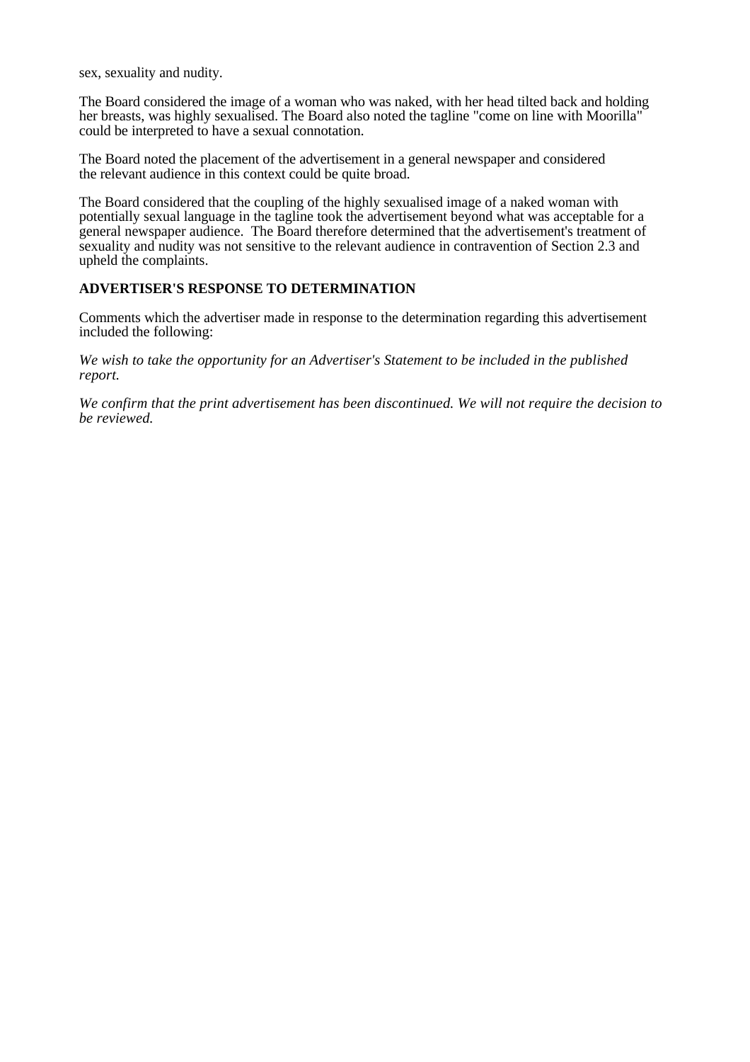sex, sexuality and nudity.

The Board considered the image of a woman who was naked, with her head tilted back and holding her breasts, was highly sexualised. The Board also noted the tagline "come on line with Moorilla" could be interpreted to have a sexual connotation.

The Board noted the placement of the advertisement in a general newspaper and considered the relevant audience in this context could be quite broad.

The Board considered that the coupling of the highly sexualised image of a naked woman with potentially sexual language in the tagline took the advertisement beyond what was acceptable for a general newspaper audience. The Board therefore determined that the advertisement's treatment of sexuality and nudity was not sensitive to the relevant audience in contravention of Section 2.3 and upheld the complaints.

**ADVERTISER'S RESPONSE TO DETERMINATION**

Comments which the advertiser made in response to the determination regarding this advertisement included the following:

*We wish to take the opportunity for an Advertiser's Statement to be included in the published report.*

*We confirm that the print advertisement has been discontinued. We will not require the decision to be reviewed.*